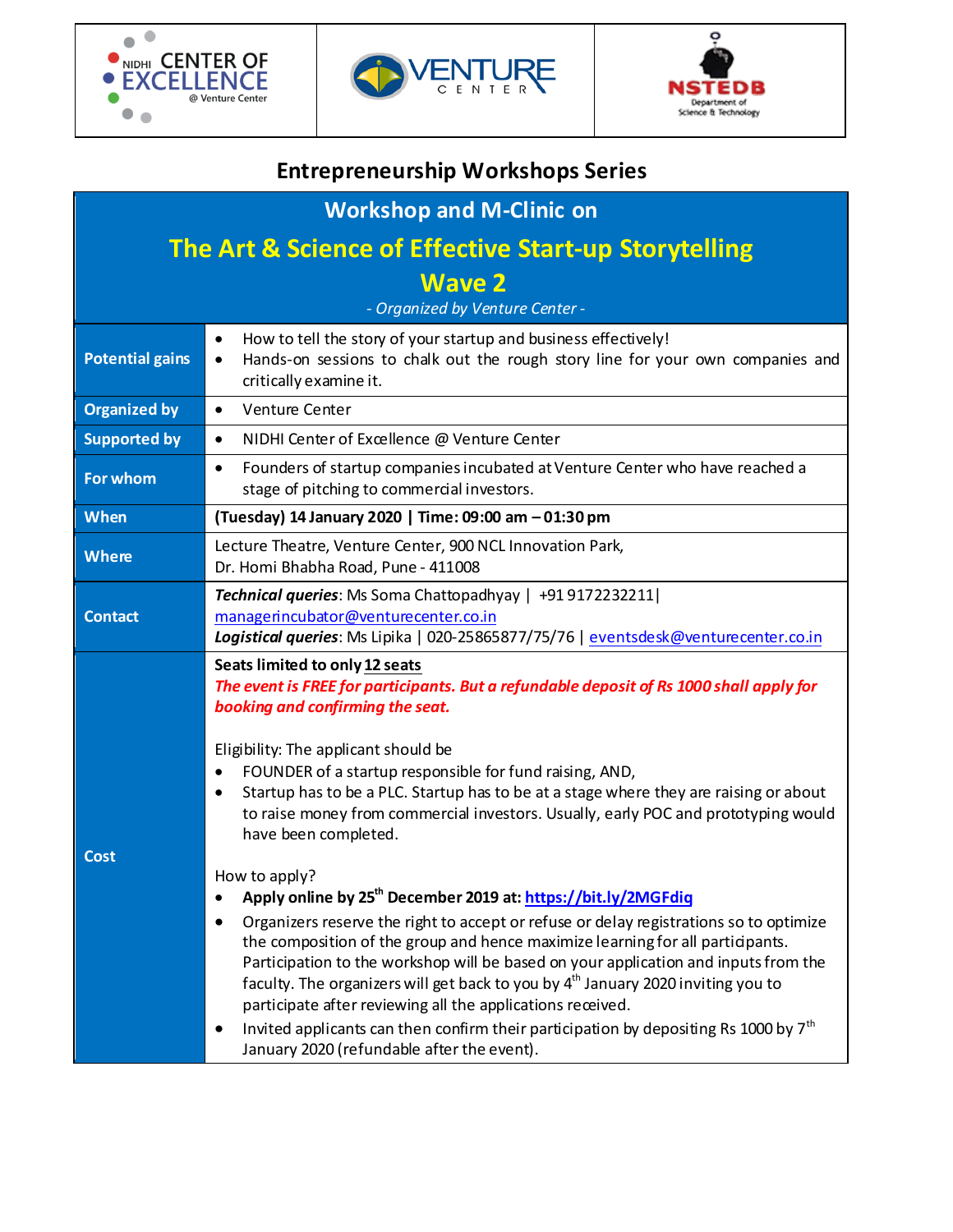NIDHI CENTER OF EXCELLENCE @ Venture Center | VENTURE CENTER | NSTEDB Department of Science & Technology

## Entrepreneurship Workshops Series

# Workshop and M-Clinic on

# The Art & Science of Effective Start-up Storytelling Wave 2

*- Organized by Venture Center -*

| | |
|---|---|
| **Potential gains** | • How to tell the story of your startup and business effectively!<br>• Hands-on sessions to chalk out the rough story line for your own companies and critically examine it. |
| **Organized by** | • Venture Center |
| **Supported by** | • NIDHI Center of Excellence @ Venture Center |
| **For whom** | • Founders of startup companies incubated at Venture Center who have reached a stage of pitching to commercial investors. |
| **When** | **(Tuesday) 14 January 2020 \| Time: 09:00 am – 01:30 pm** |
| **Where** | Lecture Theatre, Venture Center, 900 NCL Innovation Park,<br>Dr. Homi Bhabha Road, Pune - 411008 |
| **Contact** | ***Technical queries***: Ms Soma Chattopadhyay \| +91 9172232211\|<br>managerincubator@venturecenter.co.in<br>***Logistical queries***: Ms Lipika \| 020-25865877/75/76 \| eventsdesk@venturecenter.co.in |
| **Cost** | **Seats limited to only 12 seats**<br>***The event is FREE for participants. But a refundable deposit of Rs 1000 shall apply for booking and confirming the seat.***<br><br>Eligibility: The applicant should be<br>• FOUNDER of a startup responsible for fund raising, AND,<br>• Startup has to be a PLC. Startup has to be at a stage where they are raising or about to raise money from commercial investors. Usually, early POC and prototyping would have been completed.<br><br>How to apply?<br>• **Apply online by 25th December 2019 at: https://bit.ly/2MGFdiq**<br>• Organizers reserve the right to accept or refuse or delay registrations so to optimize the composition of the group and hence maximize learning for all participants. Participation to the workshop will be based on your application and inputs from the faculty. The organizers will get back to you by 4th January 2020 inviting you to participate after reviewing all the applications received.<br>• Invited applicants can then confirm their participation by depositing Rs 1000 by 7th January 2020 (refundable after the event). |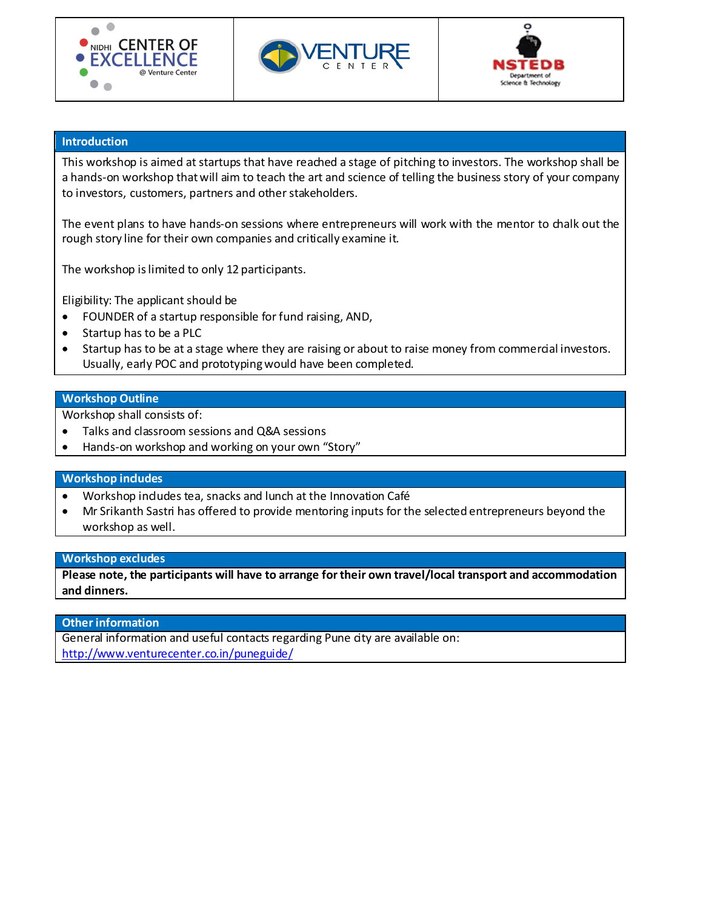## Introduction

This workshop is aimed at startups that have reached a stage of pitching to investors. The workshop shall be a hands-on workshop that will aim to teach the art and science of telling the business story of your company to investors, customers, partners and other stakeholders.

The event plans to have hands-on sessions where entrepreneurs will work with the mentor to chalk out the rough story line for their own companies and critically examine it.

The workshop is limited to only 12 participants.

Eligibility: The applicant should be

- FOUNDER of a startup responsible for fund raising, AND,
- Startup has to be a PLC
- Startup has to be at a stage where they are raising or about to raise money from commercial investors. Usually, early POC and prototyping would have been completed.

## Workshop Outline

Workshop shall consists of:

- Talks and classroom sessions and Q&A sessions
- Hands-on workshop and working on your own "Story"

## Workshop includes

- Workshop includes tea, snacks and lunch at the Innovation Café
- Mr Srikanth Sastri has offered to provide mentoring inputs for the selected entrepreneurs beyond the workshop as well.

## Workshop excludes

**Please note, the participants will have to arrange for their own travel/local transport and accommodation and dinners.**

## Other information

General information and useful contacts regarding Pune city are available on:
[http://www.venturecenter.co.in/puneguide/](http://www.venturecenter.co.in/puneguide/)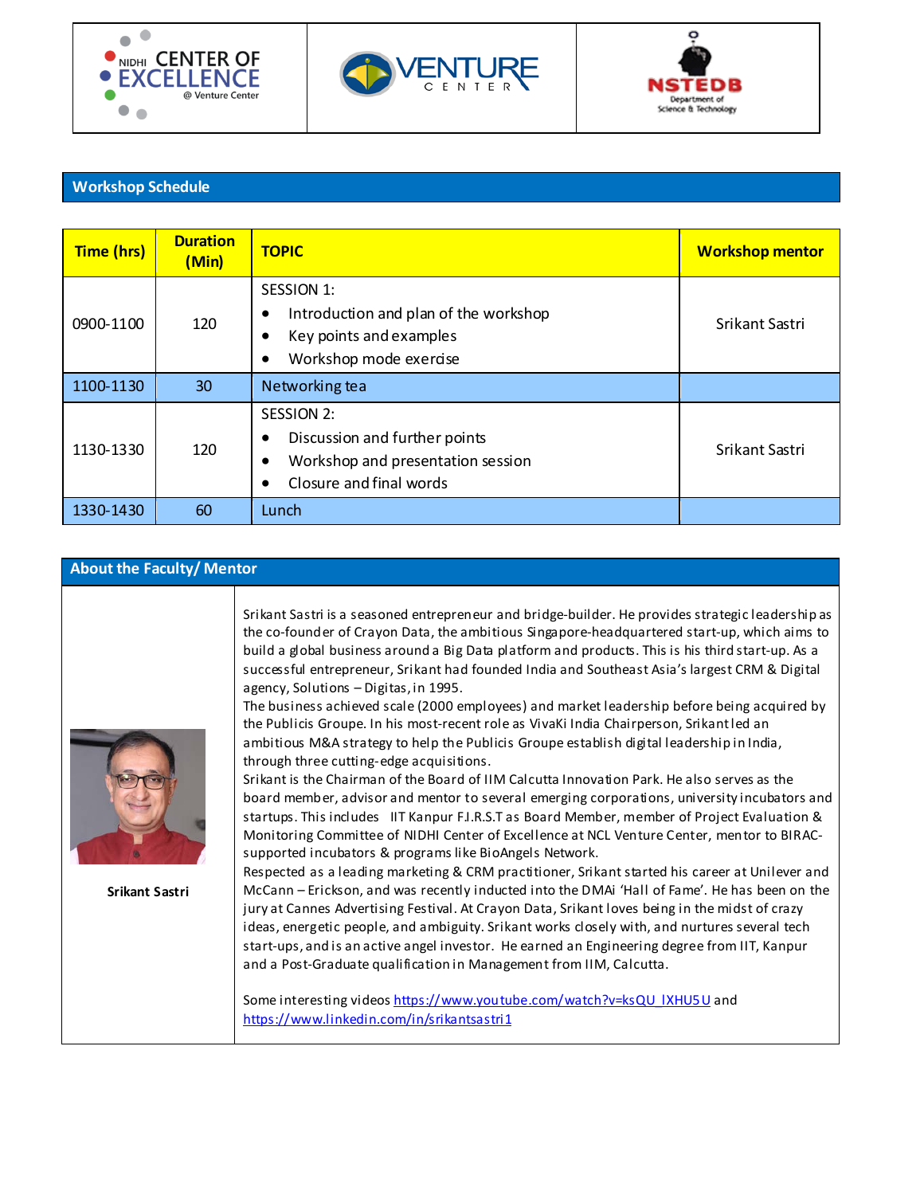## Workshop Schedule

| Time (hrs) | Duration (Min) | TOPIC | Workshop mentor |
|---|---|---|---|
| 0900-1100 | 120 | SESSION 1:<br>• Introduction and plan of the workshop<br>• Key points and examples<br>• Workshop mode exercise | Srikant Sastri |
| 1100-1130 | 30 | Networking tea | |
| 1130-1330 | 120 | SESSION 2:<br>• Discussion and further points<br>• Workshop and presentation session<br>• Closure and final words | Srikant Sastri |
| 1330-1430 | 60 | Lunch | |

## About the Faculty/ Mentor

**Srikant Sastri**

Srikant Sastri is a seasoned entrepreneur and bridge-builder. He provides strategic leadership as the co-founder of Crayon Data, the ambitious Singapore-headquartered start-up, which aims to build a global business around a Big Data platform and products. This is his third start-up. As a successful entrepreneur, Srikant had founded India and Southeast Asia's largest CRM & Digital agency, Solutions – Digitas, in 1995.

The business achieved scale (2000 employees) and market leadership before being acquired by the Publicis Groupe. In his most-recent role as VivaKi India Chairperson, Srikant led an ambitious M&A strategy to help the Publicis Groupe establish digital leadership in India, through three cutting-edge acquisitions.

Srikant is the Chairman of the Board of IIM Calcutta Innovation Park. He also serves as the board member, advisor and mentor to several emerging corporations, university incubators and startups. This includes IIT Kanpur F.I.R.S.T as Board Member, member of Project Evaluation & Monitoring Committee of NIDHI Center of Excellence at NCL Venture Center, mentor to BIRAC-supported incubators & programs like BioAngels Network.

Respected as a leading marketing & CRM practitioner, Srikant started his career at Unilever and McCann – Erickson, and was recently inducted into the DMAi 'Hall of Fame'. He has been on the jury at Cannes Advertising Festival. At Crayon Data, Srikant loves being in the midst of crazy ideas, energetic people, and ambiguity. Srikant works closely with, and nurtures several tech start-ups, and is an active angel investor. He earned an Engineering degree from IIT, Kanpur and a Post-Graduate qualification in Management from IIM, Calcutta.

Some interesting videos https://www.youtube.com/watch?v=ksQU_lXHU5U and https://www.linkedin.com/in/srikantsastri1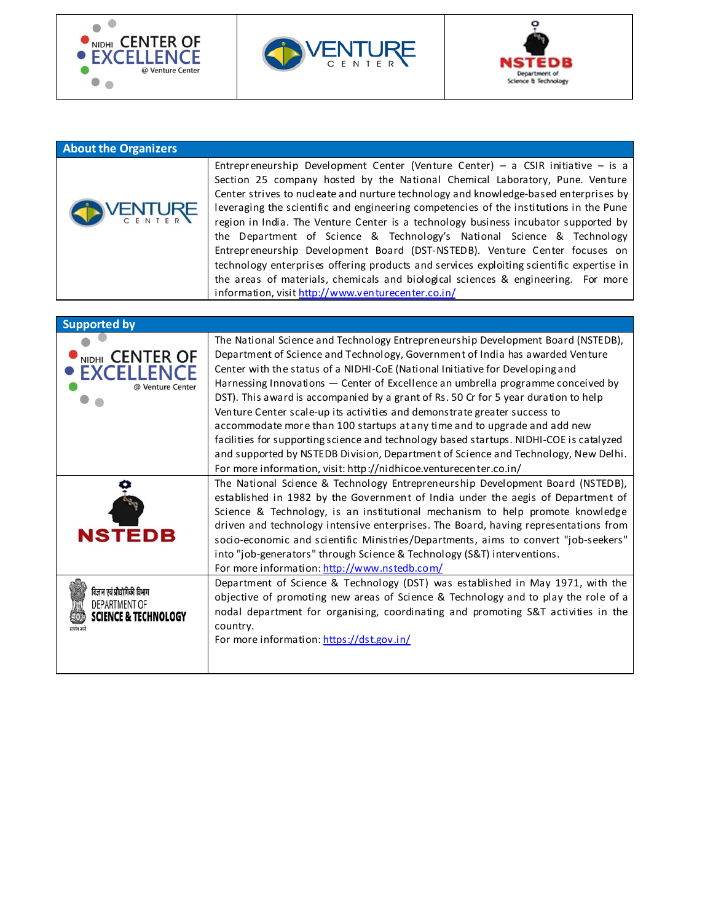## About the Organizers

| | |
|---|---|
| VENTURE CENTER | Entrepreneurship Development Center (Venture Center) – a CSIR initiative – is a Section 25 company hosted by the National Chemical Laboratory, Pune. Venture Center strives to nucleate and nurture technology and knowledge-based enterprises by leveraging the scientific and engineering competencies of the institutions in the Pune region in India. The Venture Center is a technology business incubator supported by the Department of Science & Technology's National Science & Technology Entrepreneurship Development Board (DST-NSTEDB). Venture Center focuses on technology enterprises offering products and services exploiting scientific expertise in the areas of materials, chemicals and biological sciences & engineering. For more information, visit http://www.venturecenter.co.in/ |

## Supported by

| | |
|---|---|
| NIDHI CENTER OF EXCELLENCE @ Venture Center | The National Science and Technology Entrepreneurship Development Board (NSTEDB), Department of Science and Technology, Government of India has awarded Venture Center with the status of a NIDHI-CoE (National Initiative for Developing and Harnessing Innovations — Center of Excellence an umbrella programme conceived by DST). This award is accompanied by a grant of Rs. 50 Cr for 5 year duration to help Venture Center scale-up its activities and demonstrate greater success to accommodate more than 100 startups at any time and to upgrade and add new facilities for supporting science and technology based startups. NIDHI-COE is catalyzed and supported by NSTEDB Division, Department of Science and Technology, New Delhi. For more information, visit: http://nidhicoe.venturecenter.co.in/ |
| NSTEDB | The National Science & Technology Entrepreneurship Development Board (NSTEDB), established in 1982 by the Government of India under the aegis of Department of Science & Technology, is an institutional mechanism to help promote knowledge driven and technology intensive enterprises. The Board, having representations from socio-economic and scientific Ministries/Departments, aims to convert "job-seekers" into "job-generators" through Science & Technology (S&T) interventions. For more information: http://www.nstedb.com/ |
| विज्ञान एवं प्रौद्योगिकी विभाग DEPARTMENT OF SCIENCE & TECHNOLOGY | Department of Science & Technology (DST) was established in May 1971, with the objective of promoting new areas of Science & Technology and to play the role of a nodal department for organising, coordinating and promoting S&T activities in the country. For more information: https://dst.gov.in/ |